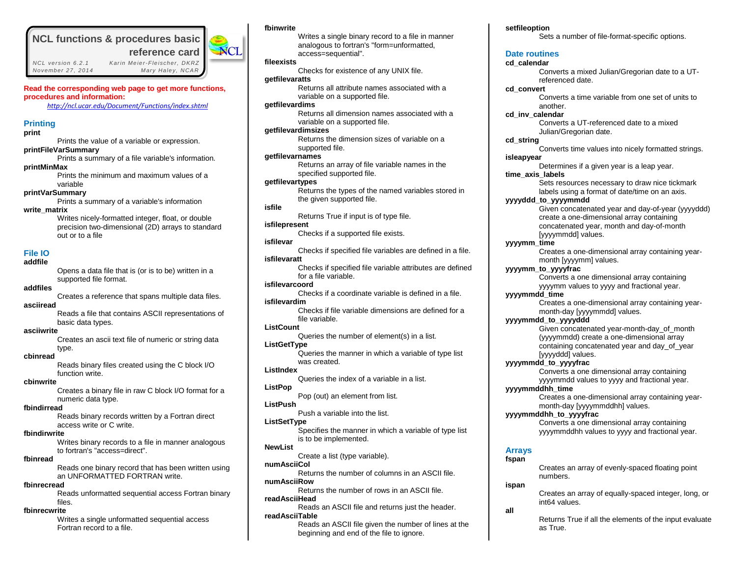# NCL functions & procedures basic reference card

NCL version 6.2.1 — Karin Meier-Fleischer, DKRZ
November 27, 2014 — Mary Haley, NCAR

**Read the corresponding web page to get more functions, procedures and information:**

*http://ncl.ucar.edu/Document/Functions/index.shtml*

## Printing

**print**
Prints the value of a variable or expression.

**printFileVarSummary**
Prints a summary of a file variable's information.

**printMinMax**
Prints the minimum and maximum values of a variable

**printVarSummary**
Prints a summary of a variable's information

**write_matrix**
Writes nicely-formatted integer, float, or double precision two-dimensional (2D) arrays to standard out or to a file

## File IO

**addfile**
Opens a data file that is (or is to be) written in a supported file format.

**addfiles**
Creates a reference that spans multiple data files.

**asciiread**
Reads a file that contains ASCII representations of basic data types.

**asciiwrite**
Creates an ascii text file of numeric or string data type.

**cbinread**
Reads binary files created using the C block I/O function write.

**cbinwrite**
Creates a binary file in raw C block I/O format for a numeric data type.

**fbindirread**
Reads binary records written by a Fortran direct access write or C write.

**fbindirwrite**
Writes binary records to a file in manner analogous to fortran's "access=direct".

**fbinread**
Reads one binary record that has been written using an UNFORMATTED FORTRAN write.

**fbinrecread**
Reads unformatted sequential access Fortran binary files.

**fbinrecwrite**
Writes a single unformatted sequential access Fortran record to a file.

**fbinwrite**
Writes a single binary record to a file in manner analogous to fortran's "form=unformatted, access=sequential".

**fileexists**
Checks for existence of any UNIX file.

**getfilevaratts**
Returns all attribute names associated with a variable on a supported file.

**getfilevardims**
Returns all dimension names associated with a variable on a supported file.

**getfilevardimsizes**
Returns the dimension sizes of variable on a supported file.

**getfilevarnames**
Returns an array of file variable names in the specified supported file.

**getfilevartypes**
Returns the types of the named variables stored in the given supported file.

**isfile**
Returns True if input is of type file.

**isfilepresent**
Checks if a supported file exists.

**isfilevar**
Checks if specified file variables are defined in a file.

**isfilevaratt**
Checks if specified file variable attributes are defined for a file variable.

**isfilevarcoord**
Checks if a coordinate variable is defined in a file.

**isfilevardim**
Checks if file variable dimensions are defined for a file variable.

**ListCount**
Queries the number of element(s) in a list.

**ListGetType**
Queries the manner in which a variable of type list was created.

**ListIndex**
Queries the index of a variable in a list.

**ListPop**
Pop (out) an element from list.

**ListPush**
Push a variable into the list.

**ListSetType**
Specifies the manner in which a variable of type list is to be implemented.

**NewList**
Create a list (type variable).

**numAsciiCol**
Returns the number of columns in an ASCII file.

**numAsciiRow**
Returns the number of rows in an ASCII file.

**readAsciiHead**
Reads an ASCII file and returns just the header.

**readAsciiTable**
Reads an ASCII file given the number of lines at the beginning and end of the file to ignore.

**setfileoption**
Sets a number of file-format-specific options.

## Date routines

**cd_calendar**
Converts a mixed Julian/Gregorian date to a UT-referenced date.

**cd_convert**
Converts a time variable from one set of units to another.

**cd_inv_calendar**
Converts a UT-referenced date to a mixed Julian/Gregorian date.

**cd_string**
Converts time values into nicely formatted strings.

**isleapyear**
Determines if a given year is a leap year.

**time_axis_labels**
Sets resources necessary to draw nice tickmark labels using a format of date/time on an axis.

**yyyyddd_to_yyyymmdd**
Given concatenated year and day-of-year (yyyyddd) create a one-dimensional array containing concatenated year, month and day-of-month [yyyymmdd] values.

**yyyymm_time**
Creates a one-dimensional array containing year-month [yyyymm] values.

**yyyymm_to_yyyyfrac**
Converts a one dimensional array containing yyyymm values to yyyy and fractional year.

**yyyymmdd_time**
Creates a one-dimensional array containing year-month-day [yyyymmdd] values.

**yyyymmdd_to_yyyyddd**
Given concatenated year-month-day_of_month (yyyymmdd) create a one-dimensional array containing concatenated year and day_of_year [yyyyddd] values.

**yyyymmdd_to_yyyyfrac**
Converts a one dimensional array containing yyyymmdd values to yyyy and fractional year.

**yyyymmddhh_time**
Creates a one-dimensional array containing year-month-day [yyyymmddhh] values.

**yyyymmddhh_to_yyyyfrac**
Converts a one dimensional array containing yyyymmddhh values to yyyy and fractional year.

## Arrays

**fspan**
Creates an array of evenly-spaced floating point numbers.

**ispan**
Creates an array of equally-spaced integer, long, or int64 values.

**all**
Returns True if all the elements of the input evaluate as True.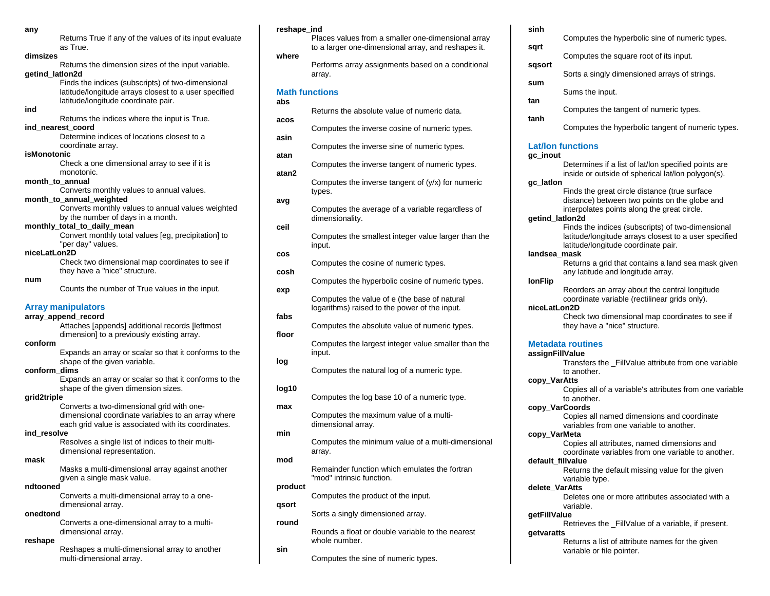**any**
Returns True if any of the values of its input evaluate as True.

**dimsizes**
Returns the dimension sizes of the input variable.

**getind_latlon2d**
Finds the indices (subscripts) of two-dimensional latitude/longitude arrays closest to a user specified latitude/longitude coordinate pair.

**ind**
Returns the indices where the input is True.

**ind_nearest_coord**
Determine indices of locations closest to a coordinate array.

**isMonotonic**
Check a one dimensional array to see if it is monotonic.

**month_to_annual**
Converts monthly values to annual values.

**month_to_annual_weighted**
Converts monthly values to annual values weighted by the number of days in a month.

**monthly_total_to_daily_mean**
Convert monthly total values [eg, precipitation] to "per day" values.

**niceLatLon2D**
Check two dimensional map coordinates to see if they have a "nice" structure.

**num**
Counts the number of True values in the input.

## Array manipulators

**array_append_record**
Attaches [appends] additional records [leftmost dimension] to a previously existing array.

**conform**
Expands an array or scalar so that it conforms to the shape of the given variable.

**conform_dims**
Expands an array or scalar so that it conforms to the shape of the given dimension sizes.

**grid2triple**
Converts a two-dimensional grid with one-dimensional coordinate variables to an array where each grid value is associated with its coordinates.

**ind_resolve**
Resolves a single list of indices to their multi-dimensional representation.

**mask**
Masks a multi-dimensional array against another given a single mask value.

**ndtooned**
Converts a multi-dimensional array to a one-dimensional array.

**onedtond**
Converts a one-dimensional array to a multi-dimensional array.

**reshape**
Reshapes a multi-dimensional array to another multi-dimensional array.

**reshape_ind**
Places values from a smaller one-dimensional array to a larger one-dimensional array, and reshapes it.

**where**
Performs array assignments based on a conditional array.

## Math functions

**abs**
Returns the absolute value of numeric data.

**acos**
Computes the inverse cosine of numeric types.

**asin**
Computes the inverse sine of numeric types.

**atan**
Computes the inverse tangent of numeric types.

**atan2**
Computes the inverse tangent of (y/x) for numeric types.

**avg**
Computes the average of a variable regardless of dimensionality.

**ceil**
Computes the smallest integer value larger than the input.

**cos**
Computes the cosine of numeric types.

**cosh**
Computes the hyperbolic cosine of numeric types.

**exp**
Computes the value of e (the base of natural logarithms) raised to the power of the input.

**fabs**
Computes the absolute value of numeric types.

**floor**
Computes the largest integer value smaller than the input.

**log**
Computes the natural log of a numeric type.

**log10**
Computes the log base 10 of a numeric type.

**max**
Computes the maximum value of a multi-dimensional array.

**min**
Computes the minimum value of a multi-dimensional array.

**mod**
Remainder function which emulates the fortran "mod" intrinsic function.

**product**
Computes the product of the input.

**qsort**
Sorts a singly dimensioned array.

**round**
Rounds a float or double variable to the nearest whole number.

**sin**
Computes the sine of numeric types.

**sinh**
Computes the hyperbolic sine of numeric types.

**sqrt**
Computes the square root of its input.

**sqsort**
Sorts a singly dimensioned arrays of strings.

**sum**
Sums the input.

**tan**
Computes the tangent of numeric types.

**tanh**
Computes the hyperbolic tangent of numeric types.

## Lat/lon functions

**gc_inout**
Determines if a list of lat/lon specified points are inside or outside of spherical lat/lon polygon(s).

**gc_latlon**
Finds the great circle distance (true surface distance) between two points on the globe and interpolates points along the great circle.

**getind_latlon2d**
Finds the indices (subscripts) of two-dimensional latitude/longitude arrays closest to a user specified latitude/longitude coordinate pair.

**landsea_mask**
Returns a grid that contains a land sea mask given any latitude and longitude array.

**lonFlip**
Reorders an array about the central longitude coordinate variable (rectilinear grids only).

**niceLatLon2D**
Check two dimensional map coordinates to see if they have a "nice" structure.

## Metadata routines

**assignFillValue**
Transfers the _FillValue attribute from one variable to another.

**copy_VarAtts**
Copies all of a variable's attributes from one variable to another.

**copy_VarCoords**
Copies all named dimensions and coordinate variables from one variable to another.

**copy_VarMeta**
Copies all attributes, named dimensions and coordinate variables from one variable to another.

**default_fillvalue**
Returns the default missing value for the given variable type.

**delete_VarAtts**
Deletes one or more attributes associated with a variable.

**getFillValue**
Retrieves the _FillValue of a variable, if present.

**getvaratts**
Returns a list of attribute names for the given variable or file pointer.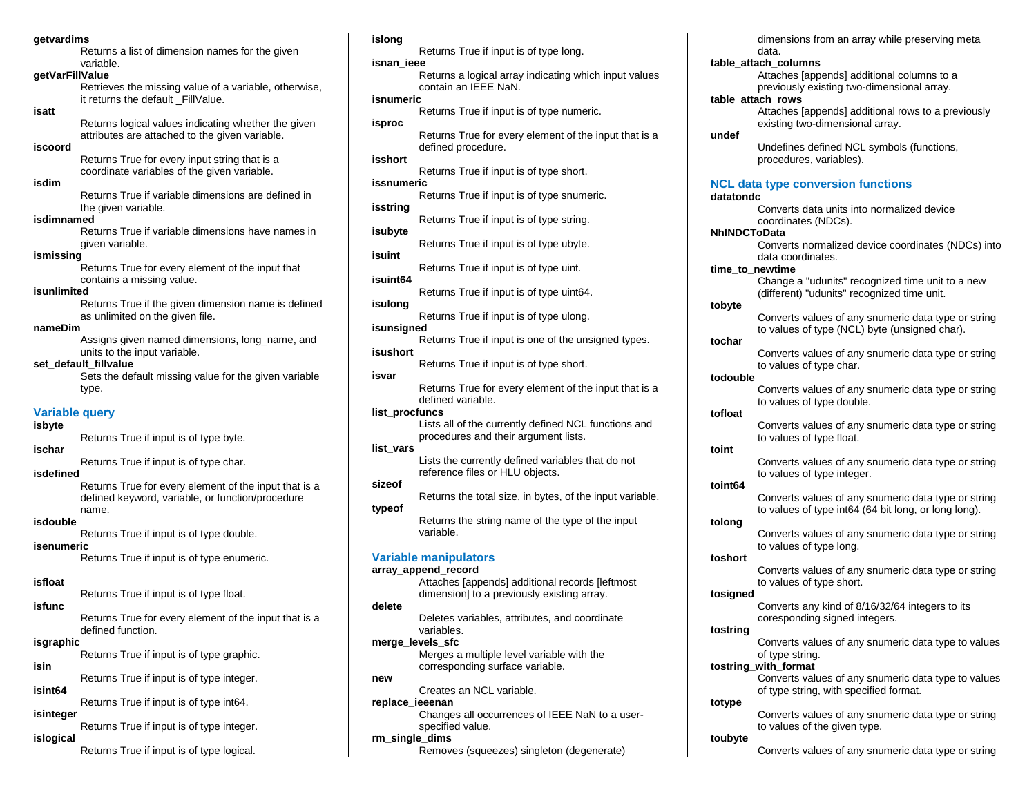**getvardims**
Returns a list of dimension names for the given variable.

**getVarFillValue**
Retrieves the missing value of a variable, otherwise, it returns the default _FillValue.

**isatt**
Returns logical values indicating whether the given attributes are attached to the given variable.

**iscoord**
Returns True for every input string that is a coordinate variables of the given variable.

**isdim**
Returns True if variable dimensions are defined in the given variable.

**isdimnamed**
Returns True if variable dimensions have names in given variable.

**ismissing**
Returns True for every element of the input that contains a missing value.

**isunlimited**
Returns True if the given dimension name is defined as unlimited on the given file.

**nameDim**
Assigns given named dimensions, long_name, and units to the input variable.

**set_default_fillvalue**
Sets the default missing value for the given variable type.

## Variable query

**isbyte**
Returns True if input is of type byte.

**ischar**
Returns True if input is of type char.

**isdefined**
Returns True for every element of the input that is a defined keyword, variable, or function/procedure name.

**isdouble**
Returns True if input is of type double.

**isenumeric**
Returns True if input is of type enumeric.

**isfloat**
Returns True if input is of type float.

**isfunc**
Returns True for every element of the input that is a defined function.

**isgraphic**
Returns True if input is of type graphic.

**isin**
Returns True if input is of type integer.

**isint64**
Returns True if input is of type int64.

**isinteger**
Returns True if input is of type integer.

**islogical**
Returns True if input is of type logical.

**islong**
Returns True if input is of type long.

**isnan_ieee**
Returns a logical array indicating which input values contain an IEEE NaN.

**isnumeric**
Returns True if input is of type numeric.

**isproc**
Returns True for every element of the input that is a defined procedure.

**isshort**
Returns True if input is of type short.

**issnumeric**
Returns True if input is of type snumeric.

**isstring**
Returns True if input is of type string.

**isubyte**
Returns True if input is of type ubyte.

**isuint**
Returns True if input is of type uint.

**isuint64**
Returns True if input is of type uint64.

**isulong**
Returns True if input is of type ulong.

**isunsigned**
Returns True if input is one of the unsigned types.

**isushort**
Returns True if input is of type short.

**isvar**
Returns True for every element of the input that is a defined variable.

**list_procfuncs**
Lists all of the currently defined NCL functions and procedures and their argument lists.

**list_vars**
Lists the currently defined variables that do not reference files or HLU objects.

**sizeof**
Returns the total size, in bytes, of the input variable.

**typeof**
Returns the string name of the type of the input variable.

## Variable manipulators

**array_append_record**
Attaches [appends] additional records [leftmost dimension] to a previously existing array.

**delete**
Deletes variables, attributes, and coordinate variables.

**merge_levels_sfc**
Merges a multiple level variable with the corresponding surface variable.

**new**
Creates an NCL variable.

**replace_ieeenan**
Changes all occurrences of IEEE NaN to a user-specified value.

**rm_single_dims**
Removes (squeezes) singleton (degenerate) dimensions from an array while preserving meta data.

**table_attach_columns**
Attaches [appends] additional columns to a previously existing two-dimensional array.

**table_attach_rows**
Attaches [appends] additional rows to a previously existing two-dimensional array.

**undef**
Undefines defined NCL symbols (functions, procedures, variables).

## NCL data type conversion functions

**datatondc**
Converts data units into normalized device coordinates (NDCs).

**NhlNDCToData**
Converts normalized device coordinates (NDCs) into data coordinates.

**time_to_newtime**
Change a "udunits" recognized time unit to a new (different) "udunits" recognized time unit.

**tobyte**
Converts values of any snumeric data type or string to values of type (NCL) byte (unsigned char).

**tochar**
Converts values of any snumeric data type or string to values of type char.

**todouble**
Converts values of any snumeric data type or string to values of type double.

**tofloat**
Converts values of any snumeric data type or string to values of type float.

**toint**
Converts values of any snumeric data type or string to values of type integer.

**toint64**
Converts values of any snumeric data type or string to values of type int64 (64 bit long, or long long).

**tolong**
Converts values of any snumeric data type or string to values of type long.

**toshort**
Converts values of any snumeric data type or string to values of type short.

**tosigned**
Converts any kind of 8/16/32/64 integers to its coresponding signed integers.

**tostring**
Converts values of any snumeric data type to values of type string.

**tostring_with_format**
Converts values of any snumeric data type to values of type string, with specified format.

**totype**
Converts values of any snumeric data type or string to values of the given type.

**toubyte**
Converts values of any snumeric data type or string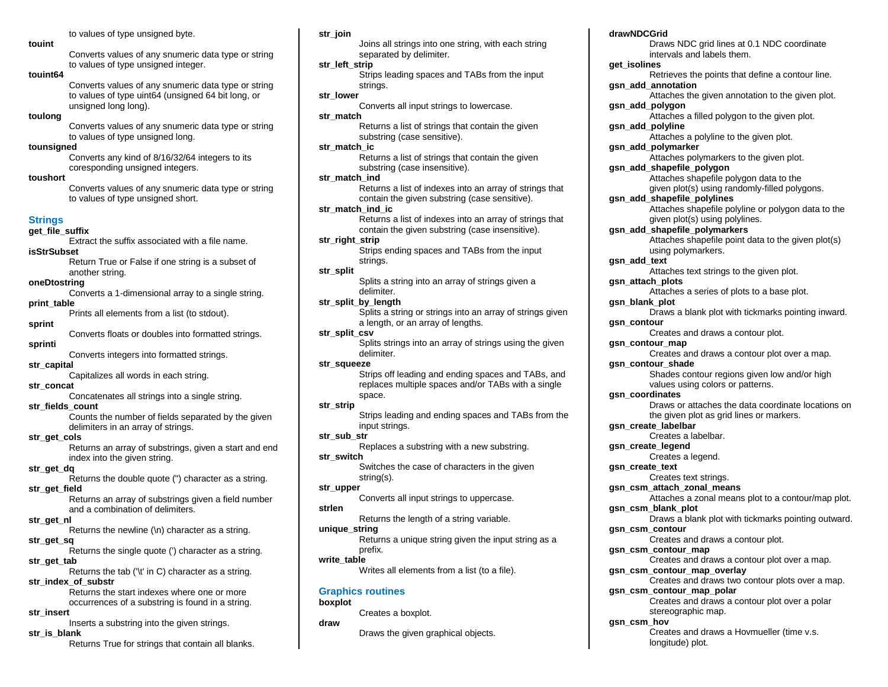to values of type unsigned byte.

**touint**
Converts values of any snumeric data type or string to values of type unsigned integer.

**touint64**
Converts values of any snumeric data type or string to values of type uint64 (unsigned 64 bit long, or unsigned long long).

**toulong**
Converts values of any snumeric data type or string to values of type unsigned long.

**tounsigned**
Converts any kind of 8/16/32/64 integers to its coresponding unsigned integers.

**toushort**
Converts values of any snumeric data type or string to values of type unsigned short.

## Strings

**get_file_suffix**
Extract the suffix associated with a file name.

**isStrSubset**
Return True or False if one string is a subset of another string.

**oneDtostring**
Converts a 1-dimensional array to a single string.

**print_table**
Prints all elements from a list (to stdout).

**sprint**
Converts floats or doubles into formatted strings.

**sprinti**
Converts integers into formatted strings.

**str_capital**
Capitalizes all words in each string.

**str_concat**
Concatenates all strings into a single string.

**str_fields_count**
Counts the number of fields separated by the given delimiters in an array of strings.

**str_get_cols**
Returns an array of substrings, given a start and end index into the given string.

**str_get_dq**
Returns the double quote (") character as a string.

**str_get_field**
Returns an array of substrings given a field number and a combination of delimiters.

**str_get_nl**
Returns the newline (\n) character as a string.

**str_get_sq**
Returns the single quote (') character as a string.

**str_get_tab**
Returns the tab ('\t' in C) character as a string.

**str_index_of_substr**
Returns the start indexes where one or more occurrences of a substring is found in a string.

**str_insert**
Inserts a substring into the given strings.

**str_is_blank**
Returns True for strings that contain all blanks.

**str_join**
Joins all strings into one string, with each string separated by delimiter.

**str_left_strip**
Strips leading spaces and TABs from the input strings.

**str_lower**
Converts all input strings to lowercase.

**str_match**
Returns a list of strings that contain the given substring (case sensitive).

**str_match_ic**
Returns a list of strings that contain the given substring (case insensitive).

**str_match_ind**
Returns a list of indexes into an array of strings that contain the given substring (case sensitive).

**str_match_ind_ic**
Returns a list of indexes into an array of strings that contain the given substring (case insensitive).

**str_right_strip**
Strips ending spaces and TABs from the input strings.

**str_split**
Splits a string into an array of strings given a delimiter.

**str_split_by_length**
Splits a string or strings into an array of strings given a length, or an array of lengths.

**str_split_csv**
Splits strings into an array of strings using the given delimiter.

**str_squeeze**
Strips off leading and ending spaces and TABs, and replaces multiple spaces and/or TABs with a single space.

**str_strip**
Strips leading and ending spaces and TABs from the input strings.

**str_sub_str**
Replaces a substring with a new substring.

**str_switch**
Switches the case of characters in the given string(s).

**str_upper**
Converts all input strings to uppercase.

**strlen**
Returns the length of a string variable.

**unique_string**
Returns a unique string given the input string as a prefix.

**write_table**
Writes all elements from a list (to a file).

## Graphics routines

**boxplot**
Creates a boxplot.

**draw**
Draws the given graphical objects.

**drawNDCGrid**
Draws NDC grid lines at 0.1 NDC coordinate intervals and labels them.

**get_isolines**
Retrieves the points that define a contour line.

**gsn_add_annotation**
Attaches the given annotation to the given plot.

**gsn_add_polygon**
Attaches a filled polygon to the given plot.

**gsn_add_polyline**
Attaches a polyline to the given plot.

**gsn_add_polymarker**
Attaches polymarkers to the given plot.

**gsn_add_shapefile_polygon**
Attaches shapefile polygon data to the given plot(s) using randomly-filled polygons.

**gsn_add_shapefile_polylines**
Attaches shapefile polyline or polygon data to the given plot(s) using polylines.

**gsn_add_shapefile_polymarkers**
Attaches shapefile point data to the given plot(s) using polymarkers.

**gsn_add_text**
Attaches text strings to the given plot.

**gsn_attach_plots**
Attaches a series of plots to a base plot.

**gsn_blank_plot**
Draws a blank plot with tickmarks pointing inward.

**gsn_contour**
Creates and draws a contour plot.

**gsn_contour_map**
Creates and draws a contour plot over a map.

**gsn_contour_shade**
Shades contour regions given low and/or high values using colors or patterns.

**gsn_coordinates**
Draws or attaches the data coordinate locations on the given plot as grid lines or markers.

**gsn_create_labelbar**
Creates a labelbar.

**gsn_create_legend**
Creates a legend.

**gsn_create_text**
Creates text strings.

**gsn_csm_attach_zonal_means**
Attaches a zonal means plot to a contour/map plot.

**gsn_csm_blank_plot**
Draws a blank plot with tickmarks pointing outward.

**gsn_csm_contour**
Creates and draws a contour plot.

**gsn_csm_contour_map**
Creates and draws a contour plot over a map.

**gsn_csm_contour_map_overlay**
Creates and draws two contour plots over a map.

**gsn_csm_contour_map_polar**
Creates and draws a contour plot over a polar stereographic map.

**gsn_csm_hov**
Creates and draws a Hovmueller (time v.s. longitude) plot.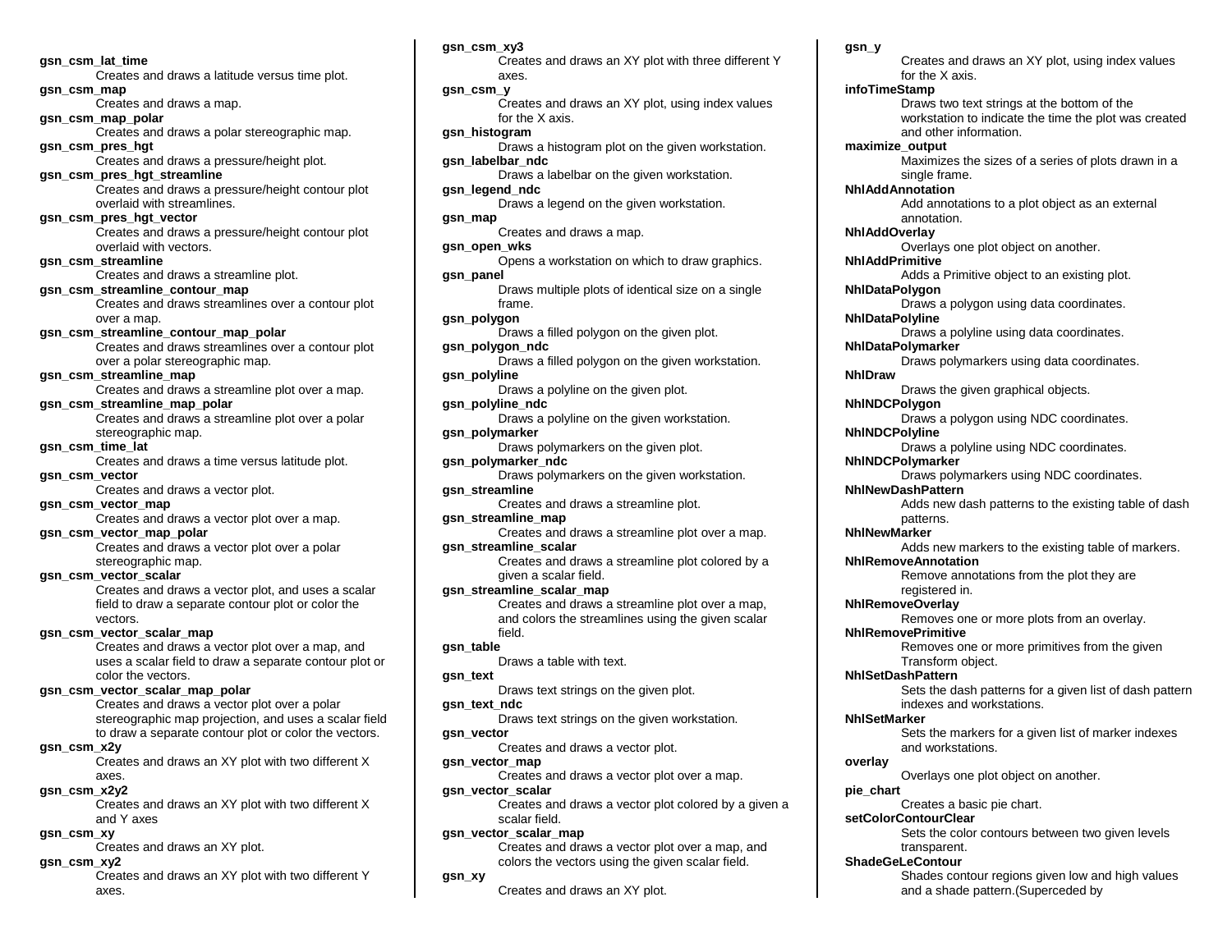**gsn_csm_lat_time**
Creates and draws a latitude versus time plot.

**gsn_csm_map**
Creates and draws a map.

**gsn_csm_map_polar**
Creates and draws a polar stereographic map.

**gsn_csm_pres_hgt**
Creates and draws a pressure/height plot.

**gsn_csm_pres_hgt_streamline**
Creates and draws a pressure/height contour plot overlaid with streamlines.

**gsn_csm_pres_hgt_vector**
Creates and draws a pressure/height contour plot overlaid with vectors.

**gsn_csm_streamline**
Creates and draws a streamline plot.

**gsn_csm_streamline_contour_map**
Creates and draws streamlines over a contour plot over a map.

**gsn_csm_streamline_contour_map_polar**
Creates and draws streamlines over a contour plot over a polar stereographic map.

**gsn_csm_streamline_map**
Creates and draws a streamline plot over a map.

**gsn_csm_streamline_map_polar**
Creates and draws a streamline plot over a polar stereographic map.

**gsn_csm_time_lat**
Creates and draws a time versus latitude plot.

**gsn_csm_vector**
Creates and draws a vector plot.

**gsn_csm_vector_map**
Creates and draws a vector plot over a map.

**gsn_csm_vector_map_polar**
Creates and draws a vector plot over a polar stereographic map.

**gsn_csm_vector_scalar**
Creates and draws a vector plot, and uses a scalar field to draw a separate contour plot or color the vectors.

**gsn_csm_vector_scalar_map**
Creates and draws a vector plot over a map, and uses a scalar field to draw a separate contour plot or color the vectors.

**gsn_csm_vector_scalar_map_polar**
Creates and draws a vector plot over a polar stereographic map projection, and uses a scalar field to draw a separate contour plot or color the vectors.

**gsn_csm_x2y**
Creates and draws an XY plot with two different X axes.

**gsn_csm_x2y2**
Creates and draws an XY plot with two different X and Y axes

**gsn_csm_xy**
Creates and draws an XY plot.

**gsn_csm_xy2**
Creates and draws an XY plot with two different Y axes.

**gsn_csm_xy3**
Creates and draws an XY plot with three different Y axes.

**gsn_csm_y**
Creates and draws an XY plot, using index values for the X axis.

**gsn_histogram**
Draws a histogram plot on the given workstation.

**gsn_labelbar_ndc**
Draws a labelbar on the given workstation.

**gsn_legend_ndc**
Draws a legend on the given workstation.

**gsn_map**
Creates and draws a map.

**gsn_open_wks**
Opens a workstation on which to draw graphics.

**gsn_panel**
Draws multiple plots of identical size on a single frame.

**gsn_polygon**
Draws a filled polygon on the given plot.

**gsn_polygon_ndc**
Draws a filled polygon on the given workstation.

**gsn_polyline**
Draws a polyline on the given plot.

**gsn_polyline_ndc**
Draws a polyline on the given workstation.

**gsn_polymarker**
Draws polymarkers on the given plot.

**gsn_polymarker_ndc**
Draws polymarkers on the given workstation.

**gsn_streamline**
Creates and draws a streamline plot.

**gsn_streamline_map**
Creates and draws a streamline plot over a map.

**gsn_streamline_scalar**
Creates and draws a streamline plot colored by a given a scalar field.

**gsn_streamline_scalar_map**
Creates and draws a streamline plot over a map, and colors the streamlines using the given scalar field.

**gsn_table**
Draws a table with text.

**gsn_text**
Draws text strings on the given plot.

**gsn_text_ndc**
Draws text strings on the given workstation.

**gsn_vector**
Creates and draws a vector plot.

**gsn_vector_map**
Creates and draws a vector plot over a map.

**gsn_vector_scalar**
Creates and draws a vector plot colored by a given a scalar field.

**gsn_vector_scalar_map**
Creates and draws a vector plot over a map, and colors the vectors using the given scalar field.

**gsn_xy**
Creates and draws an XY plot.

**gsn_y**
Creates and draws an XY plot, using index values for the X axis.

**infoTimeStamp**
Draws two text strings at the bottom of the workstation to indicate the time the plot was created and other information.

**maximize_output**
Maximizes the sizes of a series of plots drawn in a single frame.

**NhlAddAnnotation**
Add annotations to a plot object as an external annotation.

**NhlAddOverlay**
Overlays one plot object on another.

**NhlAddPrimitive**
Adds a Primitive object to an existing plot.

**NhlDataPolygon**
Draws a polygon using data coordinates.

**NhlDataPolyline**
Draws a polyline using data coordinates.

**NhlDataPolymarker**
Draws polymarkers using data coordinates.

**NhlDraw**
Draws the given graphical objects.

**NhlNDCPolygon**
Draws a polygon using NDC coordinates.

**NhlNDCPolyline**
Draws a polyline using NDC coordinates.

**NhlNDCPolymarker**
Draws polymarkers using NDC coordinates.

**NhlNewDashPattern**
Adds new dash patterns to the existing table of dash patterns.

**NhlNewMarker**
Adds new markers to the existing table of markers.

**NhlRemoveAnnotation**
Remove annotations from the plot they are registered in.

**NhlRemoveOverlay**
Removes one or more plots from an overlay.

**NhlRemovePrimitive**
Removes one or more primitives from the given Transform object.

**NhlSetDashPattern**
Sets the dash patterns for a given list of dash pattern indexes and workstations.

**NhlSetMarker**
Sets the markers for a given list of marker indexes and workstations.

**overlay**
Overlays one plot object on another.

**pie_chart**
Creates a basic pie chart.

**setColorContourClear**
Sets the color contours between two given levels transparent.

**ShadeGeLeContour**
Shades contour regions given low and high values and a shade pattern.(Superceded by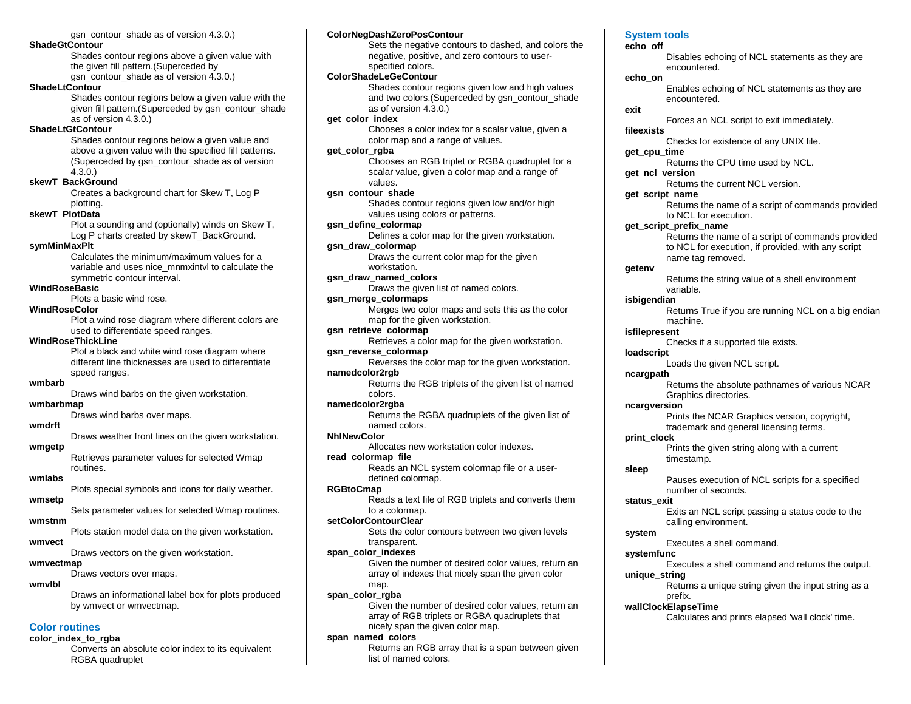gsn_contour_shade as of version 4.3.0.)

**ShadeGtContour**
Shades contour regions above a given value with the given fill pattern.(Superceded by gsn_contour_shade as of version 4.3.0.)

**ShadeLtContour**
Shades contour regions below a given value with the given fill pattern.(Superceded by gsn_contour_shade as of version 4.3.0.)

**ShadeLtGtContour**
Shades contour regions below a given value and above a given value with the specified fill patterns. (Superceded by gsn_contour_shade as of version 4.3.0.)

**skewT_BackGround**
Creates a background chart for Skew T, Log P plotting.

**skewT_PlotData**
Plot a sounding and (optionally) winds on Skew T, Log P charts created by skewT_BackGround.

**symMinMaxPlt**
Calculates the minimum/maximum values for a variable and uses nice_mnmxintvl to calculate the symmetric contour interval.

**WindRoseBasic**
Plots a basic wind rose.

**WindRoseColor**
Plot a wind rose diagram where different colors are used to differentiate speed ranges.

**WindRoseThickLine**
Plot a black and white wind rose diagram where different line thicknesses are used to differentiate speed ranges.

**wmbarb**
Draws wind barbs on the given workstation.

**wmbarbmap**
Draws wind barbs over maps.

**wmdrft**
Draws weather front lines on the given workstation.

**wmgetp**
Retrieves parameter values for selected Wmap routines.

**wmlabs**
Plots special symbols and icons for daily weather.

**wmsetp**
Sets parameter values for selected Wmap routines.

**wmstnm**
Plots station model data on the given workstation.

**wmvect**
Draws vectors on the given workstation.

**wmvectmap**
Draws vectors over maps.

**wmvlbl**
Draws an informational label box for plots produced by wmvect or wmvectmap.

## Color routines

**color_index_to_rgba**
Converts an absolute color index to its equivalent RGBA quadruplet

**ColorNegDashZeroPosContour**
Sets the negative contours to dashed, and colors the negative, positive, and zero contours to user-specified colors.

**ColorShadeLeGeContour**
Shades contour regions given low and high values and two colors.(Superceded by gsn_contour_shade as of version 4.3.0.)

**get_color_index**
Chooses a color index for a scalar value, given a color map and a range of values.

**get_color_rgba**
Chooses an RGB triplet or RGBA quadruplet for a scalar value, given a color map and a range of values.

**gsn_contour_shade**
Shades contour regions given low and/or high values using colors or patterns.

**gsn_define_colormap**
Defines a color map for the given workstation.

**gsn_draw_colormap**
Draws the current color map for the given workstation.

**gsn_draw_named_colors**
Draws the given list of named colors.

**gsn_merge_colormaps**
Merges two color maps and sets this as the color map for the given workstation.

**gsn_retrieve_colormap**
Retrieves a color map for the given workstation.

**gsn_reverse_colormap**
Reverses the color map for the given workstation.

**namedcolor2rgb**
Returns the RGB triplets of the given list of named colors.

**namedcolor2rgba**
Returns the RGBA quadruplets of the given list of named colors.

**NhlNewColor**
Allocates new workstation color indexes.

**read_colormap_file**
Reads an NCL system colormap file or a user-defined colormap.

**RGBtoCmap**
Reads a text file of RGB triplets and converts them to a colormap.

**setColorContourClear**
Sets the color contours between two given levels transparent.

**span_color_indexes**
Given the number of desired color values, return an array of indexes that nicely span the given color map.

**span_color_rgba**
Given the number of desired color values, return an array of RGB triplets or RGBA quadruplets that nicely span the given color map.

**span_named_colors**
Returns an RGB array that is a span between given list of named colors.

## System tools

**echo_off**
Disables echoing of NCL statements as they are encountered.

**echo_on**
Enables echoing of NCL statements as they are encountered.

**exit**
Forces an NCL script to exit immediately.

**fileexists**
Checks for existence of any UNIX file.

**get_cpu_time**
Returns the CPU time used by NCL.

**get_ncl_version**
Returns the current NCL version.

**get_script_name**
Returns the name of a script of commands provided to NCL for execution.

**get_script_prefix_name**
Returns the name of a script of commands provided to NCL for execution, if provided, with any script name tag removed.

**getenv**
Returns the string value of a shell environment variable.

**isbigendian**
Returns True if you are running NCL on a big endian machine.

**isfilepresent**
Checks if a supported file exists.

**loadscript**
Loads the given NCL script.

**ncargpath**
Returns the absolute pathnames of various NCAR Graphics directories.

**ncargversion**
Prints the NCAR Graphics version, copyright, trademark and general licensing terms.

**print_clock**
Prints the given string along with a current timestamp.

**sleep**
Pauses execution of NCL scripts for a specified number of seconds.

**status_exit**
Exits an NCL script passing a status code to the calling environment.

**system**
Executes a shell command.

**systemfunc**
Executes a shell command and returns the output.

**unique_string**
Returns a unique string given the input string as a prefix.

**wallClockElapseTime**
Calculates and prints elapsed 'wall clock' time.